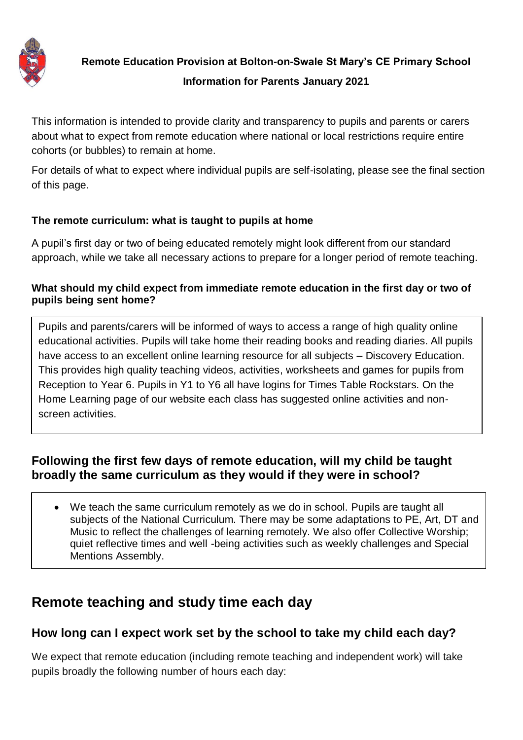**Remote Education Provision at Bolton-on-Swale St Mary's CE Primary School**

**Information for Parents January 2021**

This information is intended to provide clarity and transparency to pupils and parents or carers about what to expect from remote education where national or local restrictions require entire cohorts (or bubbles) to remain at home.

For details of what to expect where individual pupils are self-isolating, please see the final section of this page.

### The remote curriculum: what is taught to pupils at home

A pupil's first day or two of being educated remotely might look different from our standard approach, while we take all necessary actions to prepare for a longer period of remote teaching.

**What should my child expect from immediate remote education in the first day or two of pupils being sent home?**

Pupils and parents/carers will be informed of ways to access a range of high quality online educational activities. Pupils will take home their reading books and reading diaries. All pupils have access to an excellent online learning resource for all subjects – Discovery Education. This provides high quality teaching videos, activities, worksheets and games for pupils from Reception to Year 6. Pupils in Y1 to Y6 all have logins for Times Table Rockstars. On the Home Learning page of our website each class has suggested online activities and non-screen activities.

### Following the first few days of remote education, will my child be taught broadly the same curriculum as they would if they were in school?

- We teach the same curriculum remotely as we do in school. Pupils are taught all subjects of the National Curriculum. There may be some adaptations to PE, Art, DT and Music to reflect the challenges of learning remotely. We also offer Collective Worship; quiet reflective times and well -being activities such as weekly challenges and Special Mentions Assembly.

## Remote teaching and study time each day

### How long can I expect work set by the school to take my child each day?

We expect that remote education (including remote teaching and independent work) will take pupils broadly the following number of hours each day: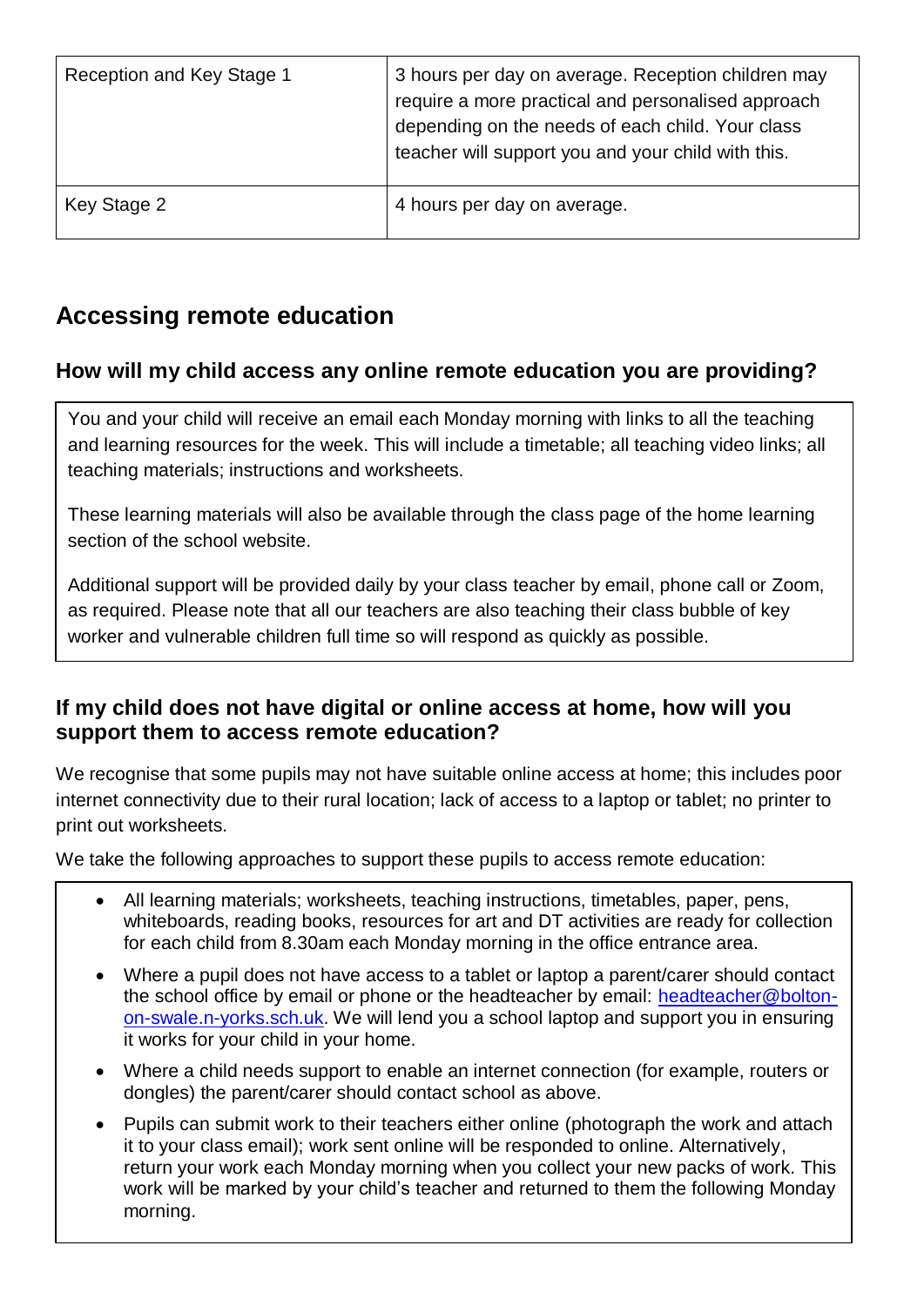| Reception and Key Stage 1 | 3 hours per day on average. Reception children may require a more practical and personalised approach depending on the needs of each child. Your class teacher will support you and your child with this. |
|---|---|
| Key Stage 2 | 4 hours per day on average. |

## Accessing remote education

### How will my child access any online remote education you are providing?

You and your child will receive an email each Monday morning with links to all the teaching and learning resources for the week. This will include a timetable; all teaching video links; all teaching materials; instructions and worksheets.

These learning materials will also be available through the class page of the home learning section of the school website.

Additional support will be provided daily by your class teacher by email, phone call or Zoom, as required. Please note that all our teachers are also teaching their class bubble of key worker and vulnerable children full time so will respond as quickly as possible.

### If my child does not have digital or online access at home, how will you support them to access remote education?

We recognise that some pupils may not have suitable online access at home; this includes poor internet connectivity due to their rural location; lack of access to a laptop or tablet; no printer to print out worksheets.

We take the following approaches to support these pupils to access remote education:

- All learning materials; worksheets, teaching instructions, timetables, paper, pens, whiteboards, reading books, resources for art and DT activities are ready for collection for each child from 8.30am each Monday morning in the office entrance area.
- Where a pupil does not have access to a tablet or laptop a parent/carer should contact the school office by email or phone or the headteacher by email: headteacher@bolton-on-swale.n-yorks.sch.uk. We will lend you a school laptop and support you in ensuring it works for your child in your home.
- Where a child needs support to enable an internet connection (for example, routers or dongles) the parent/carer should contact school as above.
- Pupils can submit work to their teachers either online (photograph the work and attach it to your class email); work sent online will be responded to online. Alternatively, return your work each Monday morning when you collect your new packs of work. This work will be marked by your child's teacher and returned to them the following Monday morning.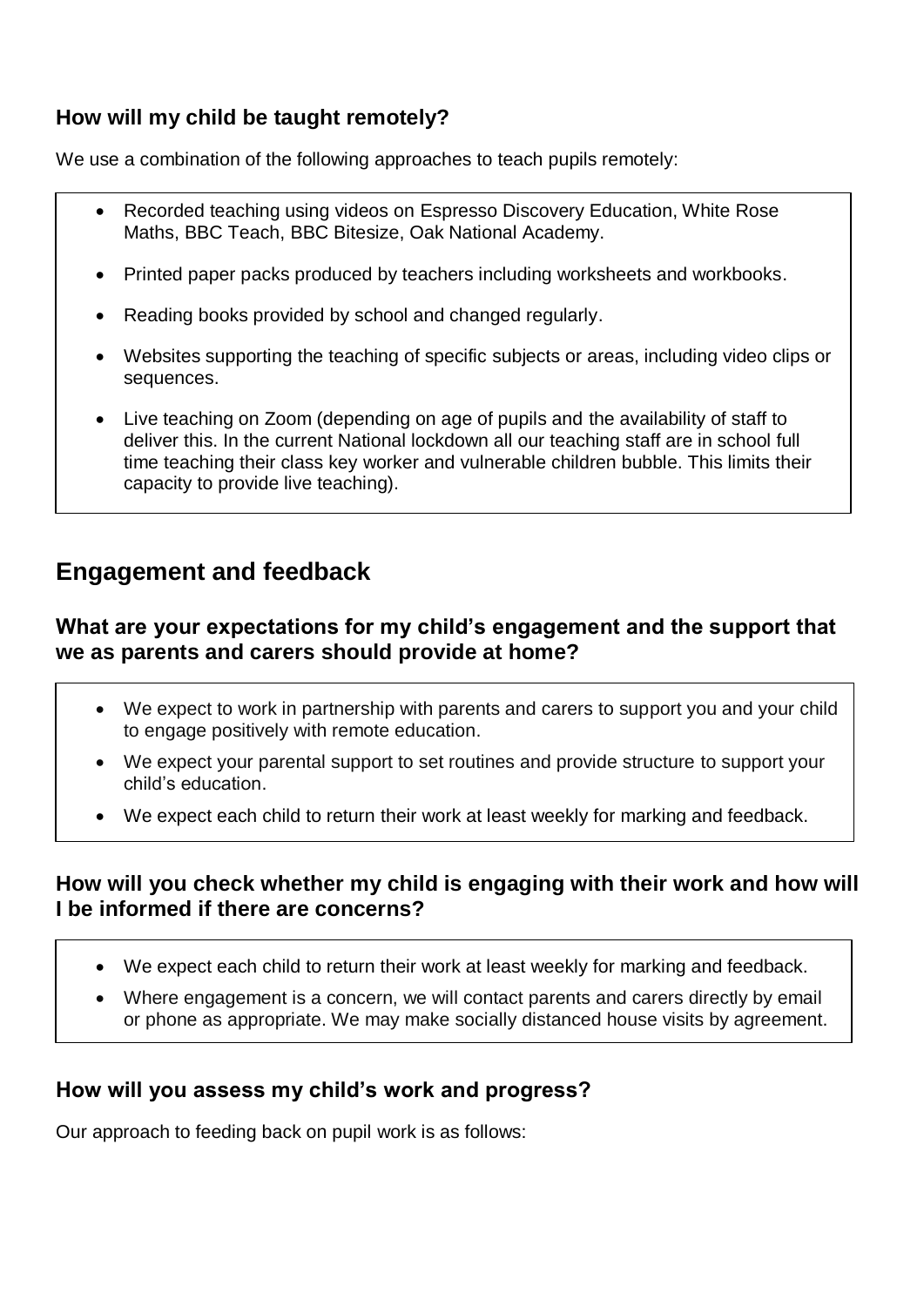### How will my child be taught remotely?

We use a combination of the following approaches to teach pupils remotely:

- Recorded teaching using videos on Espresso Discovery Education, White Rose Maths, BBC Teach, BBC Bitesize, Oak National Academy.
- Printed paper packs produced by teachers including worksheets and workbooks.
- Reading books provided by school and changed regularly.
- Websites supporting the teaching of specific subjects or areas, including video clips or sequences.
- Live teaching on Zoom (depending on age of pupils and the availability of staff to deliver this. In the current National lockdown all our teaching staff are in school full time teaching their class key worker and vulnerable children bubble. This limits their capacity to provide live teaching).

## Engagement and feedback

### What are your expectations for my child's engagement and the support that we as parents and carers should provide at home?

- We expect to work in partnership with parents and carers to support you and your child to engage positively with remote education.
- We expect your parental support to set routines and provide structure to support your child's education.
- We expect each child to return their work at least weekly for marking and feedback.

### How will you check whether my child is engaging with their work and how will I be informed if there are concerns?

- We expect each child to return their work at least weekly for marking and feedback.
- Where engagement is a concern, we will contact parents and carers directly by email or phone as appropriate. We may make socially distanced house visits by agreement.

### How will you assess my child's work and progress?

Our approach to feeding back on pupil work is as follows: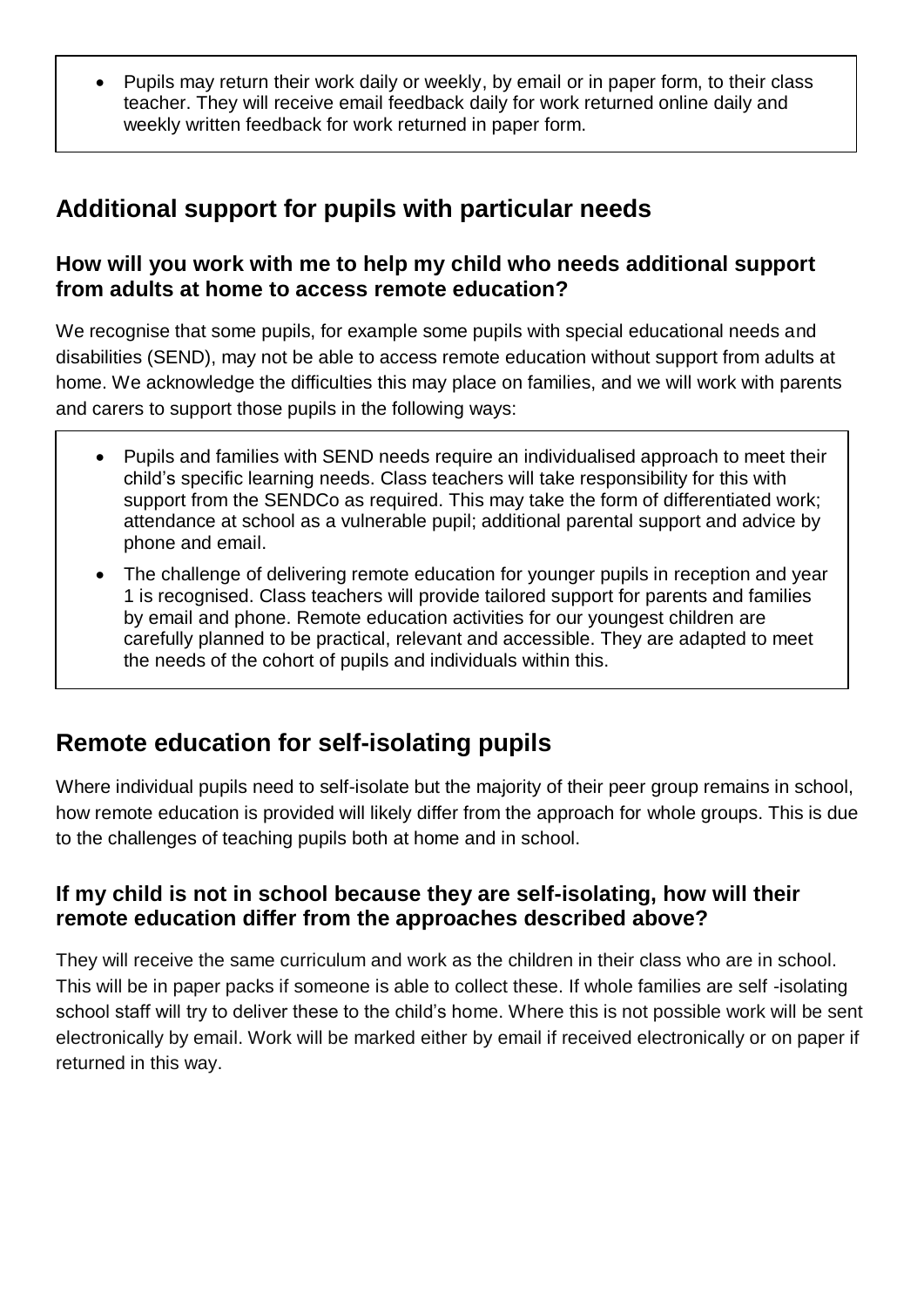- Pupils may return their work daily or weekly, by email or in paper form, to their class teacher. They will receive email feedback daily for work returned online daily and weekly written feedback for work returned in paper form.

## Additional support for pupils with particular needs

### How will you work with me to help my child who needs additional support from adults at home to access remote education?

We recognise that some pupils, for example some pupils with special educational needs and disabilities (SEND), may not be able to access remote education without support from adults at home. We acknowledge the difficulties this may place on families, and we will work with parents and carers to support those pupils in the following ways:

- Pupils and families with SEND needs require an individualised approach to meet their child's specific learning needs. Class teachers will take responsibility for this with support from the SENDCo as required. This may take the form of differentiated work; attendance at school as a vulnerable pupil; additional parental support and advice by phone and email.
- The challenge of delivering remote education for younger pupils in reception and year 1 is recognised. Class teachers will provide tailored support for parents and families by email and phone. Remote education activities for our youngest children are carefully planned to be practical, relevant and accessible. They are adapted to meet the needs of the cohort of pupils and individuals within this.

## Remote education for self-isolating pupils

Where individual pupils need to self-isolate but the majority of their peer group remains in school, how remote education is provided will likely differ from the approach for whole groups. This is due to the challenges of teaching pupils both at home and in school.

### If my child is not in school because they are self-isolating, how will their remote education differ from the approaches described above?

They will receive the same curriculum and work as the children in their class who are in school. This will be in paper packs if someone is able to collect these. If whole families are self -isolating school staff will try to deliver these to the child's home. Where this is not possible work will be sent electronically by email. Work will be marked either by email if received electronically or on paper if returned in this way.